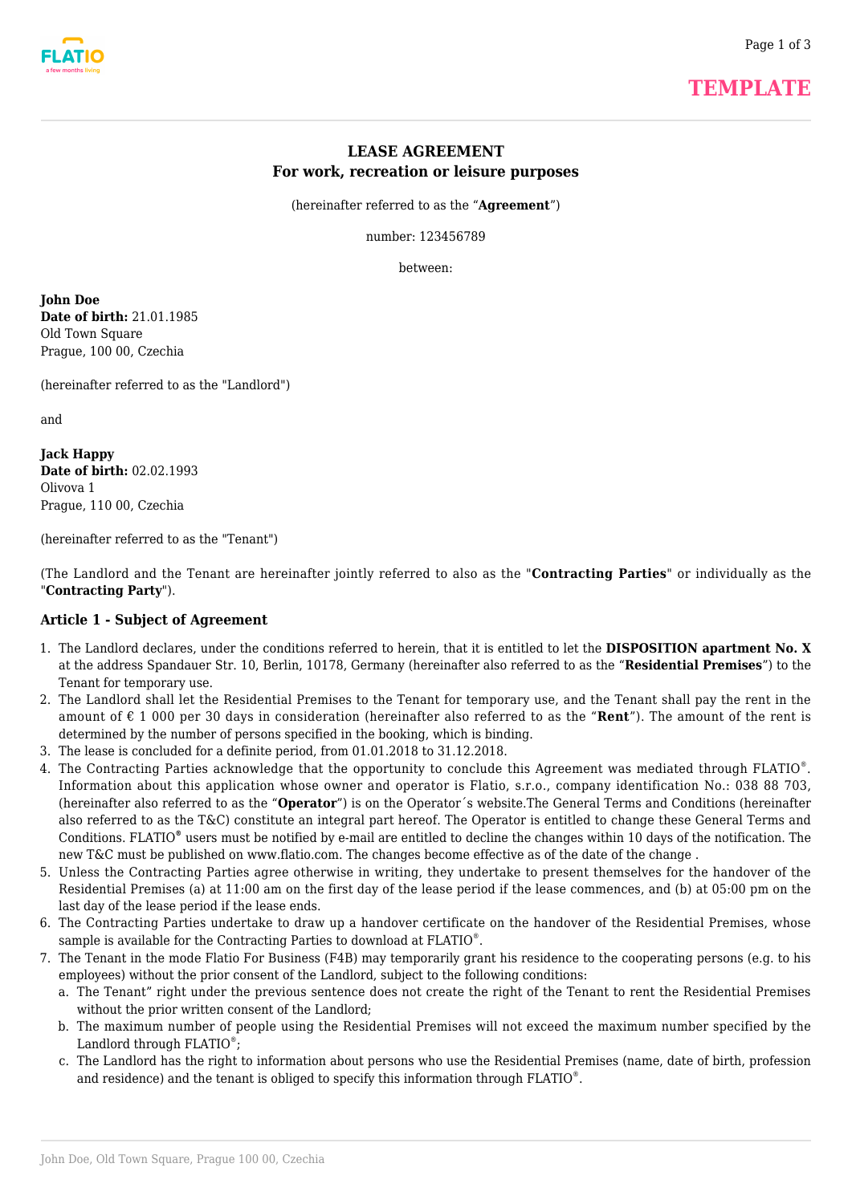TEMPLATE

# LEASE AGREEMENT
## For work, recreation or leisure purposes

(hereinafter referred to as the "**Agreement**")

number: 123456789

between:

**John Doe**
**Date of birth:** 21.01.1985
Old Town Square
Prague, 100 00, Czechia

(hereinafter referred to as the "Landlord")

and

**Jack Happy**
**Date of birth:** 02.02.1993
Olivova 1
Prague, 110 00, Czechia

(hereinafter referred to as the "Tenant")

(The Landlord and the Tenant are hereinafter jointly referred to also as the "**Contracting Parties**" or individually as the "**Contracting Party**").

### Article 1 - Subject of Agreement

1. The Landlord declares, under the conditions referred to herein, that it is entitled to let the **DISPOSITION apartment No. X** at the address Spandauer Str. 10, Berlin, 10178, Germany (hereinafter also referred to as the "**Residential Premises**") to the Tenant for temporary use.
2. The Landlord shall let the Residential Premises to the Tenant for temporary use, and the Tenant shall pay the rent in the amount of € 1 000 per 30 days in consideration (hereinafter also referred to as the "**Rent**"). The amount of the rent is determined by the number of persons specified in the booking, which is binding.
3. The lease is concluded for a definite period, from 01.01.2018 to 31.12.2018.
4. The Contracting Parties acknowledge that the opportunity to conclude this Agreement was mediated through FLATIO®. Information about this application whose owner and operator is Flatio, s.r.o., company identification No.: 038 88 703, (hereinafter also referred to as the "**Operator**") is on the Operator´s website.The General Terms and Conditions (hereinafter also referred to as the T&C) constitute an integral part hereof. The Operator is entitled to change these General Terms and Conditions. FLATIO® users must be notified by e-mail are entitled to decline the changes within 10 days of the notification. The new T&C must be published on www.flatio.com. The changes become effective as of the date of the change .
5. Unless the Contracting Parties agree otherwise in writing, they undertake to present themselves for the handover of the Residential Premises (a) at 11:00 am on the first day of the lease period if the lease commences, and (b) at 05:00 pm on the last day of the lease period if the lease ends.
6. The Contracting Parties undertake to draw up a handover certificate on the handover of the Residential Premises, whose sample is available for the Contracting Parties to download at FLATIO®.
7. The Tenant in the mode Flatio For Business (F4B) may temporarily grant his residence to the cooperating persons (e.g. to his employees) without the prior consent of the Landlord, subject to the following conditions:
   a. The Tenant" right under the previous sentence does not create the right of the Tenant to rent the Residential Premises without the prior written consent of the Landlord;
   b. The maximum number of people using the Residential Premises will not exceed the maximum number specified by the Landlord through FLATIO®;
   c. The Landlord has the right to information about persons who use the Residential Premises (name, date of birth, profession and residence) and the tenant is obliged to specify this information through FLATIO®.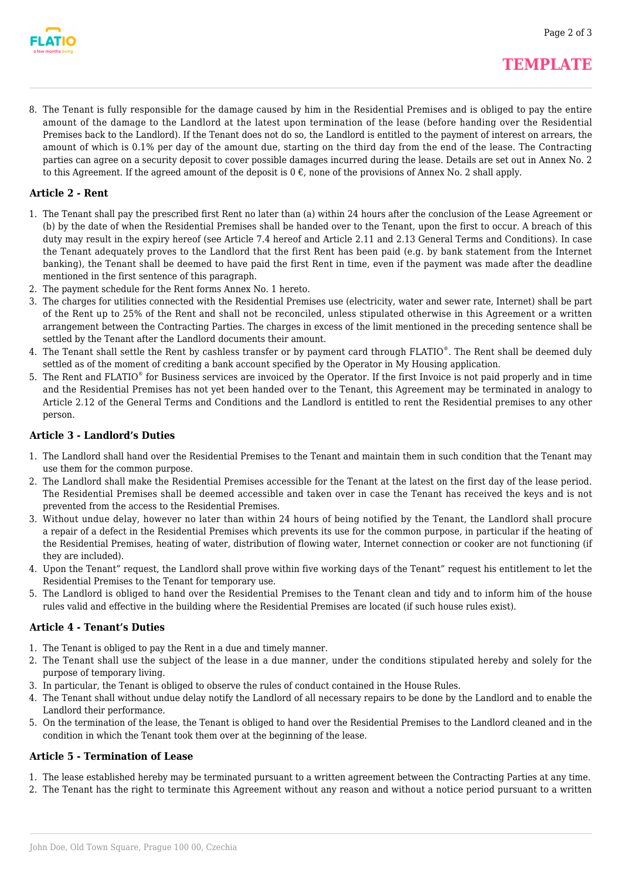8. The Tenant is fully responsible for the damage caused by him in the Residential Premises and is obliged to pay the entire amount of the damage to the Landlord at the latest upon termination of the lease (before handing over the Residential Premises back to the Landlord). If the Tenant does not do so, the Landlord is entitled to the payment of interest on arrears, the amount of which is 0.1% per day of the amount due, starting on the third day from the end of the lease. The Contracting parties can agree on a security deposit to cover possible damages incurred during the lease. Details are set out in Annex No. 2 to this Agreement. If the agreed amount of the deposit is 0 €, none of the provisions of Annex No. 2 shall apply.

### Article 2 - Rent

1. The Tenant shall pay the prescribed first Rent no later than (a) within 24 hours after the conclusion of the Lease Agreement or (b) by the date of when the Residential Premises shall be handed over to the Tenant, upon the first to occur. A breach of this duty may result in the expiry hereof (see Article 7.4 hereof and Article 2.11 and 2.13 General Terms and Conditions). In case the Tenant adequately proves to the Landlord that the first Rent has been paid (e.g. by bank statement from the Internet banking), the Tenant shall be deemed to have paid the first Rent in time, even if the payment was made after the deadline mentioned in the first sentence of this paragraph.
2. The payment schedule for the Rent forms Annex No. 1 hereto.
3. The charges for utilities connected with the Residential Premises use (electricity, water and sewer rate, Internet) shall be part of the Rent up to 25% of the Rent and shall not be reconciled, unless stipulated otherwise in this Agreement or a written arrangement between the Contracting Parties. The charges in excess of the limit mentioned in the preceding sentence shall be settled by the Tenant after the Landlord documents their amount.
4. The Tenant shall settle the Rent by cashless transfer or by payment card through FLATIO®. The Rent shall be deemed duly settled as of the moment of crediting a bank account specified by the Operator in My Housing application.
5. The Rent and FLATIO® for Business services are invoiced by the Operator. If the first Invoice is not paid properly and in time and the Residential Premises has not yet been handed over to the Tenant, this Agreement may be terminated in analogy to Article 2.12 of the General Terms and Conditions and the Landlord is entitled to rent the Residential premises to any other person.

### Article 3 - Landlord's Duties

1. The Landlord shall hand over the Residential Premises to the Tenant and maintain them in such condition that the Tenant may use them for the common purpose.
2. The Landlord shall make the Residential Premises accessible for the Tenant at the latest on the first day of the lease period. The Residential Premises shall be deemed accessible and taken over in case the Tenant has received the keys and is not prevented from the access to the Residential Premises.
3. Without undue delay, however no later than within 24 hours of being notified by the Tenant, the Landlord shall procure a repair of a defect in the Residential Premises which prevents its use for the common purpose, in particular if the heating of the Residential Premises, heating of water, distribution of flowing water, Internet connection or cooker are not functioning (if they are included).
4. Upon the Tenant" request, the Landlord shall prove within five working days of the Tenant" request his entitlement to let the Residential Premises to the Tenant for temporary use.
5. The Landlord is obliged to hand over the Residential Premises to the Tenant clean and tidy and to inform him of the house rules valid and effective in the building where the Residential Premises are located (if such house rules exist).

### Article 4 - Tenant's Duties

1. The Tenant is obliged to pay the Rent in a due and timely manner.
2. The Tenant shall use the subject of the lease in a due manner, under the conditions stipulated hereby and solely for the purpose of temporary living.
3. In particular, the Tenant is obliged to observe the rules of conduct contained in the House Rules.
4. The Tenant shall without undue delay notify the Landlord of all necessary repairs to be done by the Landlord and to enable the Landlord their performance.
5. On the termination of the lease, the Tenant is obliged to hand over the Residential Premises to the Landlord cleaned and in the condition in which the Tenant took them over at the beginning of the lease.

### Article 5 - Termination of Lease

1. The lease established hereby may be terminated pursuant to a written agreement between the Contracting Parties at any time.
2. The Tenant has the right to terminate this Agreement without any reason and without a notice period pursuant to a written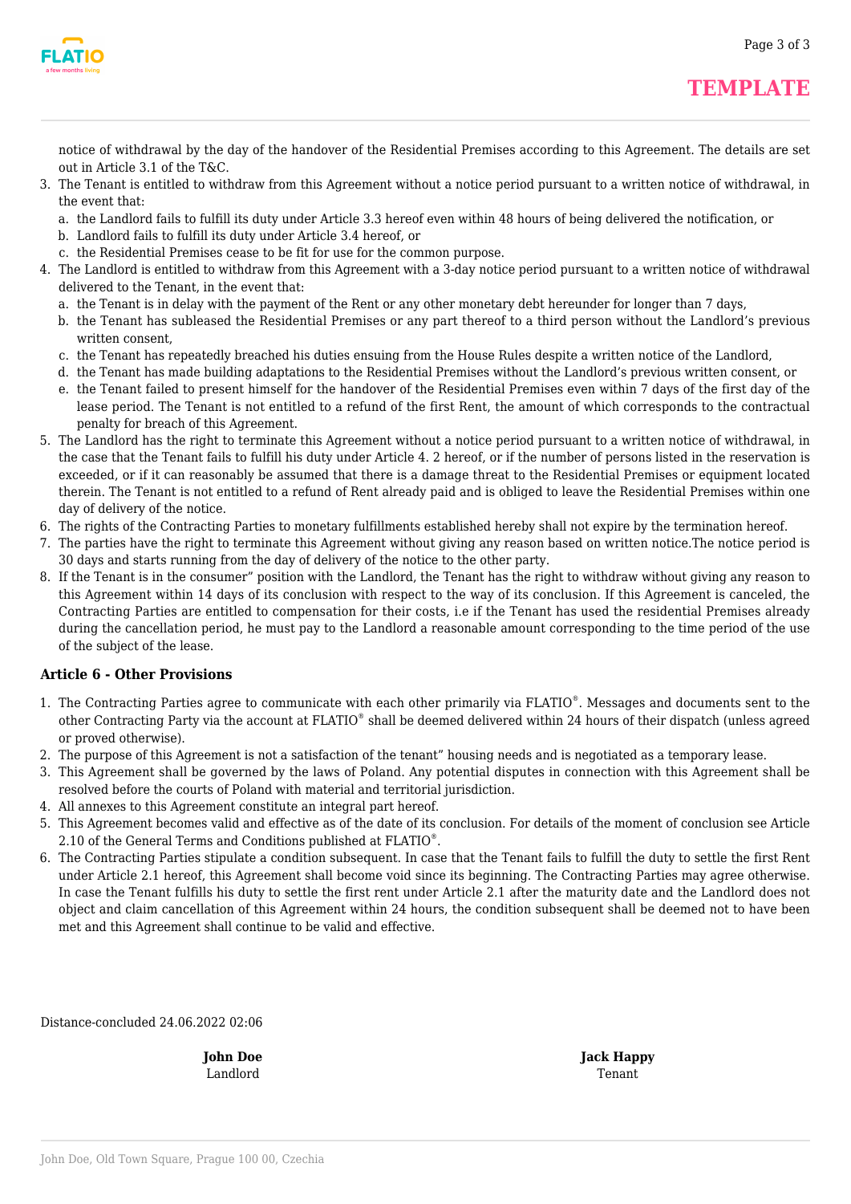notice of withdrawal by the day of the handover of the Residential Premises according to this Agreement. The details are set out in Article 3.1 of the T&C.

3. The Tenant is entitled to withdraw from this Agreement without a notice period pursuant to a written notice of withdrawal, in the event that:
   a. the Landlord fails to fulfill its duty under Article 3.3 hereof even within 48 hours of being delivered the notification, or
   b. Landlord fails to fulfill its duty under Article 3.4 hereof, or
   c. the Residential Premises cease to be fit for use for the common purpose.
4. The Landlord is entitled to withdraw from this Agreement with a 3-day notice period pursuant to a written notice of withdrawal delivered to the Tenant, in the event that:
   a. the Tenant is in delay with the payment of the Rent or any other monetary debt hereunder for longer than 7 days,
   b. the Tenant has subleased the Residential Premises or any part thereof to a third person without the Landlord's previous written consent,
   c. the Tenant has repeatedly breached his duties ensuing from the House Rules despite a written notice of the Landlord,
   d. the Tenant has made building adaptations to the Residential Premises without the Landlord's previous written consent, or
   e. the Tenant failed to present himself for the handover of the Residential Premises even within 7 days of the first day of the lease period. The Tenant is not entitled to a refund of the first Rent, the amount of which corresponds to the contractual penalty for breach of this Agreement.
5. The Landlord has the right to terminate this Agreement without a notice period pursuant to a written notice of withdrawal, in the case that the Tenant fails to fulfill his duty under Article 4. 2 hereof, or if the number of persons listed in the reservation is exceeded, or if it can reasonably be assumed that there is a damage threat to the Residential Premises or equipment located therein. The Tenant is not entitled to a refund of Rent already paid and is obliged to leave the Residential Premises within one day of delivery of the notice.
6. The rights of the Contracting Parties to monetary fulfillments established hereby shall not expire by the termination hereof.
7. The parties have the right to terminate this Agreement without giving any reason based on written notice.The notice period is 30 days and starts running from the day of delivery of the notice to the other party.
8. If the Tenant is in the consumer" position with the Landlord, the Tenant has the right to withdraw without giving any reason to this Agreement within 14 days of its conclusion with respect to the way of its conclusion. If this Agreement is canceled, the Contracting Parties are entitled to compensation for their costs, i.e if the Tenant has used the residential Premises already during the cancellation period, he must pay to the Landlord a reasonable amount corresponding to the time period of the use of the subject of the lease.

### Article 6 - Other Provisions

1. The Contracting Parties agree to communicate with each other primarily via FLATIO®. Messages and documents sent to the other Contracting Party via the account at FLATIO® shall be deemed delivered within 24 hours of their dispatch (unless agreed or proved otherwise).
2. The purpose of this Agreement is not a satisfaction of the tenant" housing needs and is negotiated as a temporary lease.
3. This Agreement shall be governed by the laws of Poland. Any potential disputes in connection with this Agreement shall be resolved before the courts of Poland with material and territorial jurisdiction.
4. All annexes to this Agreement constitute an integral part hereof.
5. This Agreement becomes valid and effective as of the date of its conclusion. For details of the moment of conclusion see Article 2.10 of the General Terms and Conditions published at FLATIO®.
6. The Contracting Parties stipulate a condition subsequent. In case that the Tenant fails to fulfill the duty to settle the first Rent under Article 2.1 hereof, this Agreement shall become void since its beginning. The Contracting Parties may agree otherwise. In case the Tenant fulfills his duty to settle the first rent under Article 2.1 after the maturity date and the Landlord does not object and claim cancellation of this Agreement within 24 hours, the condition subsequent shall be deemed not to have been met and this Agreement shall continue to be valid and effective.

Distance-concluded 24.06.2022 02:06

**John Doe**
Landlord

**Jack Happy**
Tenant